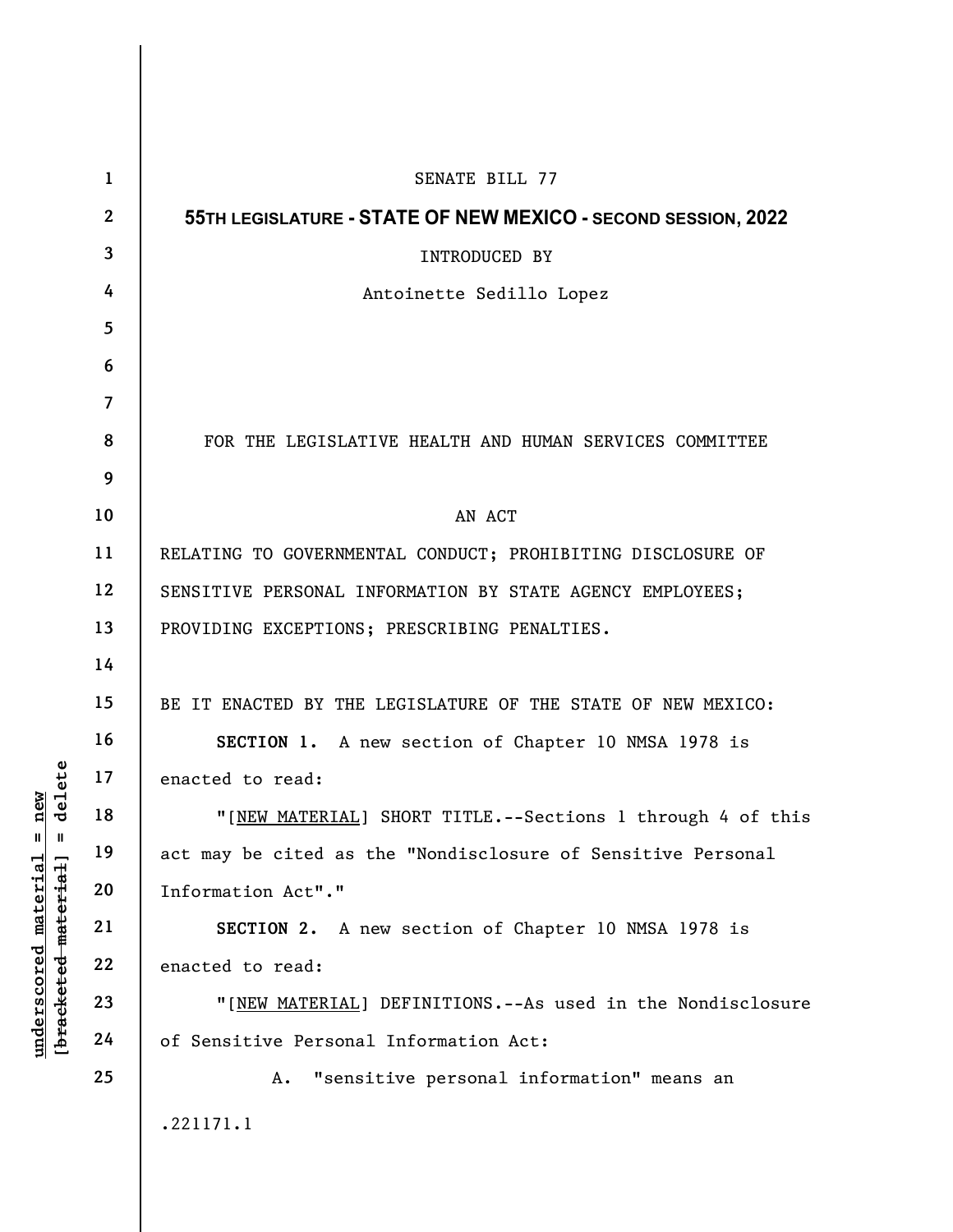SENATE BILL 77

**55TH LEGISLATURE - STATE OF NEW MEXICO - SECOND SESSION, 2022**

INTRODUCED BY

Antoinette Sedillo Lopez

FOR THE LEGISLATIVE HEALTH AND HUMAN SERVICES COMMITTEE

AN ACT

RELATING TO GOVERNMENTAL CONDUCT; PROHIBITING DISCLOSURE OF SENSITIVE PERSONAL INFORMATION BY STATE AGENCY EMPLOYEES; PROVIDING EXCEPTIONS; PRESCRIBING PENALTIES.

BE IT ENACTED BY THE LEGISLATURE OF THE STATE OF NEW MEXICO:

**SECTION 1.** A new section of Chapter 10 NMSA 1978 is enacted to read:

"[NEW MATERIAL] SHORT TITLE.--Sections 1 through 4 of this act may be cited as the "Nondisclosure of Sensitive Personal Information Act"."

**SECTION 2.** A new section of Chapter 10 NMSA 1978 is enacted to read:

"[NEW MATERIAL] DEFINITIONS.--As used in the Nondisclosure of Sensitive Personal Information Act:

A. "sensitive personal information" means an

.221171.1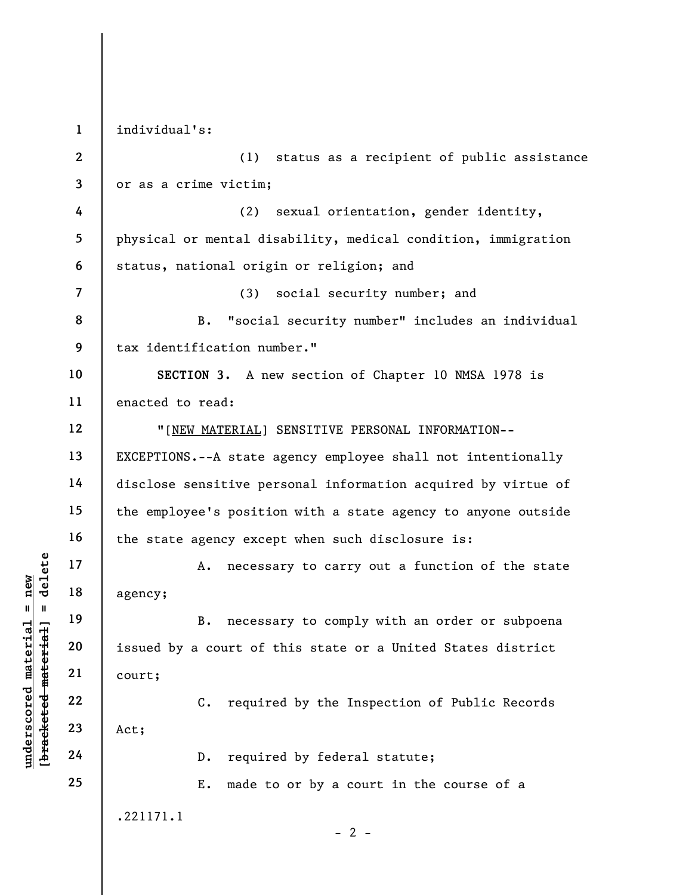individual's:

(1) status as a recipient of public assistance or as a crime victim;

(2) sexual orientation, gender identity, physical or mental disability, medical condition, immigration status, national origin or religion; and

(3) social security number; and

B. "social security number" includes an individual tax identification number."

**SECTION 3.** A new section of Chapter 10 NMSA 1978 is enacted to read:

"[NEW MATERIAL] SENSITIVE PERSONAL INFORMATION--EXCEPTIONS.--A state agency employee shall not intentionally disclose sensitive personal information acquired by virtue of the employee's position with a state agency to anyone outside the state agency except when such disclosure is:

A. necessary to carry out a function of the state agency;

B. necessary to comply with an order or subpoena issued by a court of this state or a United States district court;

C. required by the Inspection of Public Records Act;

D. required by federal statute;

E. made to or by a court in the course of a

.221171.1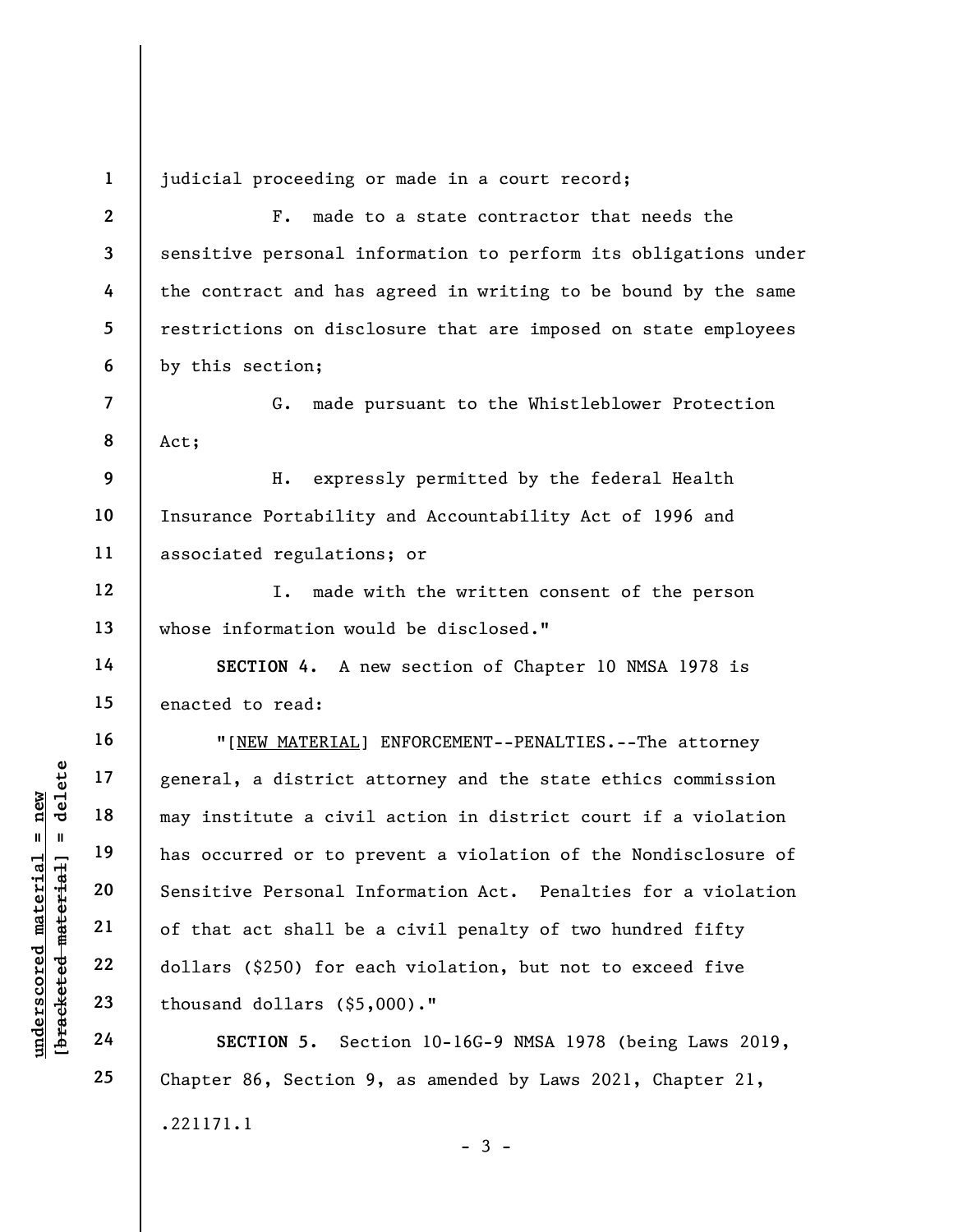judicial proceeding or made in a court record;

F. made to a state contractor that needs the sensitive personal information to perform its obligations under the contract and has agreed in writing to be bound by the same restrictions on disclosure that are imposed on state employees by this section;

G. made pursuant to the Whistleblower Protection Act;

H. expressly permitted by the federal Health Insurance Portability and Accountability Act of 1996 and associated regulations; or

I. made with the written consent of the person whose information would be disclosed."

**SECTION 4.** A new section of Chapter 10 NMSA 1978 is enacted to read:

"[NEW MATERIAL] ENFORCEMENT--PENALTIES.--The attorney general, a district attorney and the state ethics commission may institute a civil action in district court if a violation has occurred or to prevent a violation of the Nondisclosure of Sensitive Personal Information Act. Penalties for a violation of that act shall be a civil penalty of two hundred fifty dollars ($250) for each violation, but not to exceed five thousand dollars ($5,000)."

**SECTION 5.** Section 10-16G-9 NMSA 1978 (being Laws 2019, Chapter 86, Section 9, as amended by Laws 2021, Chapter 21,

.221171.1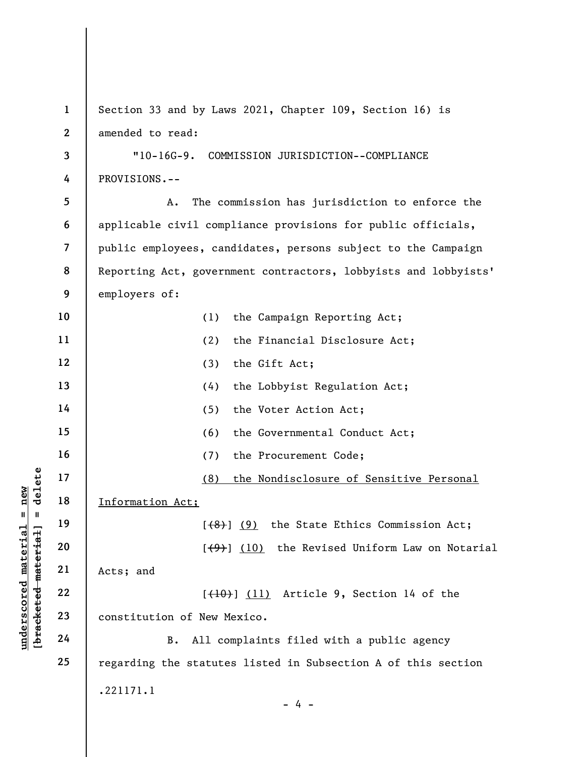Section 33 and by Laws 2021, Chapter 109, Section 16) is amended to read:

"10-16G-9. COMMISSION JURISDICTION--COMPLIANCE PROVISIONS.--

A. The commission has jurisdiction to enforce the applicable civil compliance provisions for public officials, public employees, candidates, persons subject to the Campaign Reporting Act, government contractors, lobbyists and lobbyists' employers of:

(1) the Campaign Reporting Act;

(2) the Financial Disclosure Act;

(3) the Gift Act;

(4) the Lobbyist Regulation Act;

(5) the Voter Action Act;

(6) the Governmental Conduct Act;

(7) the Procurement Code;

<u>(8) the Nondisclosure of Sensitive Personal Information Act;</u>

[~~(8)~~] <u>(9)</u> the State Ethics Commission Act;

[~~(9)~~] <u>(10)</u> the Revised Uniform Law on Notarial Acts; and

[~~(10)~~] <u>(11)</u> Article 9, Section 14 of the constitution of New Mexico.

B. All complaints filed with a public agency regarding the statutes listed in Subsection A of this section

.221171.1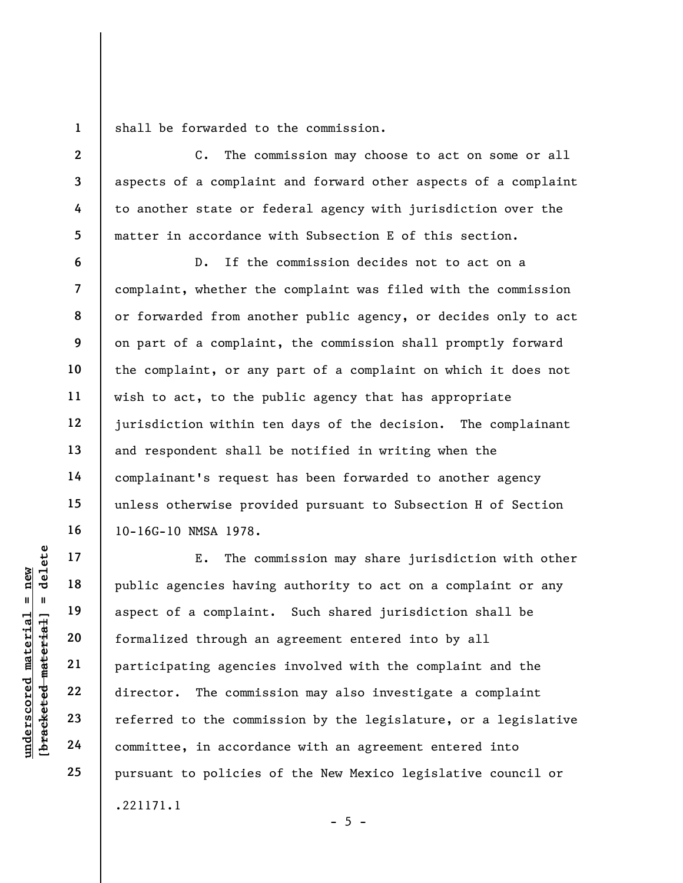shall be forwarded to the commission.

C. The commission may choose to act on some or all aspects of a complaint and forward other aspects of a complaint to another state or federal agency with jurisdiction over the matter in accordance with Subsection E of this section.

D. If the commission decides not to act on a complaint, whether the complaint was filed with the commission or forwarded from another public agency, or decides only to act on part of a complaint, the commission shall promptly forward the complaint, or any part of a complaint on which it does not wish to act, to the public agency that has appropriate jurisdiction within ten days of the decision. The complainant and respondent shall be notified in writing when the complainant's request has been forwarded to another agency unless otherwise provided pursuant to Subsection H of Section 10-16G-10 NMSA 1978.

E. The commission may share jurisdiction with other public agencies having authority to act on a complaint or any aspect of a complaint. Such shared jurisdiction shall be formalized through an agreement entered into by all participating agencies involved with the complaint and the director. The commission may also investigate a complaint referred to the commission by the legislature, or a legislative committee, in accordance with an agreement entered into pursuant to policies of the New Mexico legislative council or

.221171.1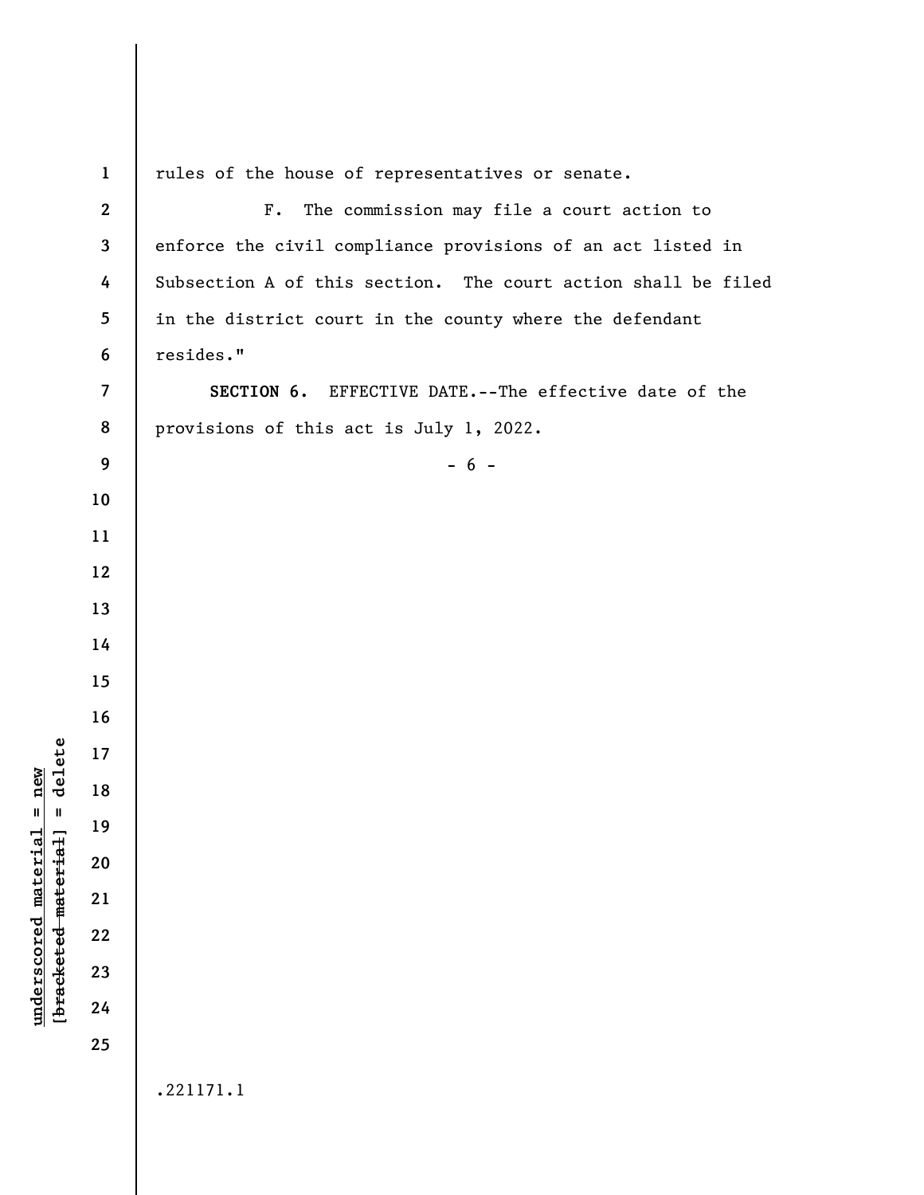rules of the house of representatives or senate.

F. The commission may file a court action to enforce the civil compliance provisions of an act listed in Subsection A of this section. The court action shall be filed in the district court in the county where the defendant resides."

**SECTION 6.** EFFECTIVE DATE.--The effective date of the provisions of this act is July 1, 2022.

.221171.1